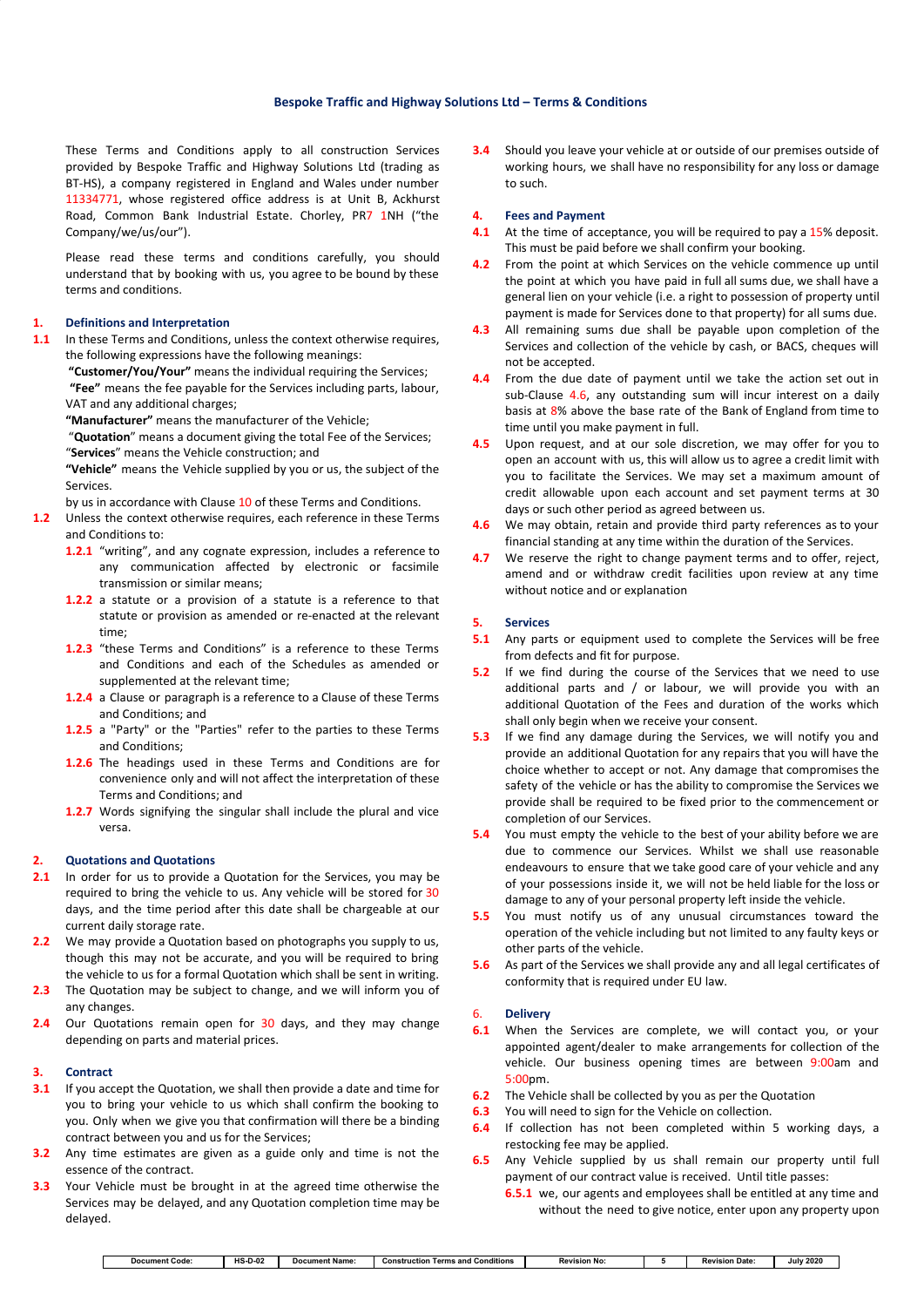# Bespoke Traffic and Highway Solutions Ltd – Terms & Conditions

These Terms and Conditions apply to all construction Services provided by Bespoke Traffic and Highway Solutions Ltd (trading as BT-HS), a company registered in England and Wales under number 11334771, whose registered office address is at Unit B, Ackhurst Road, Common Bank Industrial Estate. Chorley, PR7 1NH ("the Company/we/us/our").

Please read these terms and conditions carefully, you should understand that by booking with us, you agree to be bound by these terms and conditions.

## 1. Definitions and Interpretation

**1.1** In these Terms and Conditions, unless the context otherwise requires, the following expressions have the following meanings:

**"Customer/You/Your"** means the individual requiring the Services;

**"Fee"** means the fee payable for the Services including parts, labour, VAT and any additional charges;

**"Manufacturer"** means the manufacturer of the Vehicle;

"**Quotation**" means a document giving the total Fee of the Services;

"**Services**" means the Vehicle construction; and

**"Vehicle"** means the Vehicle supplied by you or us, the subject of the Services.

by us in accordance with Clause 10 of these Terms and Conditions.

**1.2** Unless the context otherwise requires, each reference in these Terms and Conditions to:

**1.2.1** "writing", and any cognate expression, includes a reference to any communication affected by electronic or facsimile transmission or similar means;

**1.2.2** a statute or a provision of a statute is a reference to that statute or provision as amended or re-enacted at the relevant time;

**1.2.3** "these Terms and Conditions" is a reference to these Terms and Conditions and each of the Schedules as amended or supplemented at the relevant time;

**1.2.4** a Clause or paragraph is a reference to a Clause of these Terms and Conditions; and

**1.2.5** a "Party" or the "Parties" refer to the parties to these Terms and Conditions;

**1.2.6** The headings used in these Terms and Conditions are for convenience only and will not affect the interpretation of these Terms and Conditions; and

**1.2.7** Words signifying the singular shall include the plural and vice versa.

## 2. Quotations and Quotations

**2.1** In order for us to provide a Quotation for the Services, you may be required to bring the vehicle to us. Any vehicle will be stored for 30 days, and the time period after this date shall be chargeable at our current daily storage rate.

**2.2** We may provide a Quotation based on photographs you supply to us, though this may not be accurate, and you will be required to bring the vehicle to us for a formal Quotation which shall be sent in writing.

**2.3** The Quotation may be subject to change, and we will inform you of any changes.

**2.4** Our Quotations remain open for 30 days, and they may change depending on parts and material prices.

## 3. Contract

**3.1** If you accept the Quotation, we shall then provide a date and time for you to bring your vehicle to us which shall confirm the booking to you. Only when we give you that confirmation will there be a binding contract between you and us for the Services;

**3.2** Any time estimates are given as a guide only and time is not the essence of the contract.

**3.3** Your Vehicle must be brought in at the agreed time otherwise the Services may be delayed, and any Quotation completion time may be delayed.

**3.4** Should you leave your vehicle at or outside of our premises outside of working hours, we shall have no responsibility for any loss or damage to such.

## 4. Fees and Payment

**4.1** At the time of acceptance, you will be required to pay a 15% deposit. This must be paid before we shall confirm your booking.

**4.2** From the point at which Services on the vehicle commence up until the point at which you have paid in full all sums due, we shall have a general lien on your vehicle (i.e. a right to possession of property until payment is made for Services done to that property) for all sums due.

**4.3** All remaining sums due shall be payable upon completion of the Services and collection of the vehicle by cash, or BACS, cheques will not be accepted.

**4.4** From the due date of payment until we take the action set out in sub-Clause 4.6, any outstanding sum will incur interest on a daily basis at 8% above the base rate of the Bank of England from time to time until you make payment in full.

**4.5** Upon request, and at our sole discretion, we may offer for you to open an account with us, this will allow us to agree a credit limit with you to facilitate the Services. We may set a maximum amount of credit allowable upon each account and set payment terms at 30 days or such other period as agreed between us.

**4.6** We may obtain, retain and provide third party references as to your financial standing at any time within the duration of the Services.

**4.7** We reserve the right to change payment terms and to offer, reject, amend and or withdraw credit facilities upon review at any time without notice and or explanation

## 5. Services

**5.1** Any parts or equipment used to complete the Services will be free from defects and fit for purpose.

**5.2** If we find during the course of the Services that we need to use additional parts and / or labour, we will provide you with an additional Quotation of the Fees and duration of the works which shall only begin when we receive your consent.

**5.3** If we find any damage during the Services, we will notify you and provide an additional Quotation for any repairs that you will have the choice whether to accept or not. Any damage that compromises the safety of the vehicle or has the ability to compromise the Services we provide shall be required to be fixed prior to the commencement or completion of our Services.

**5.4** You must empty the vehicle to the best of your ability before we are due to commence our Services. Whilst we shall use reasonable endeavours to ensure that we take good care of your vehicle and any of your possessions inside it, we will not be held liable for the loss or damage to any of your personal property left inside the vehicle.

**5.5** You must notify us of any unusual circumstances toward the operation of the vehicle including but not limited to any faulty keys or other parts of the vehicle.

**5.6** As part of the Services we shall provide any and all legal certificates of conformity that is required under EU law.

## 6. Delivery

**6.1** When the Services are complete, we will contact you, or your appointed agent/dealer to make arrangements for collection of the vehicle. Our business opening times are between 9:00am and 5:00pm.

**6.2** The Vehicle shall be collected by you as per the Quotation

**6.3** You will need to sign for the Vehicle on collection.

**6.4** If collection has not been completed within 5 working days, a restocking fee may be applied.

**6.5** Any Vehicle supplied by us shall remain our property until full payment of our contract value is received. Until title passes:

**6.5.1** we, our agents and employees shall be entitled at any time and without the need to give notice, enter upon any property upon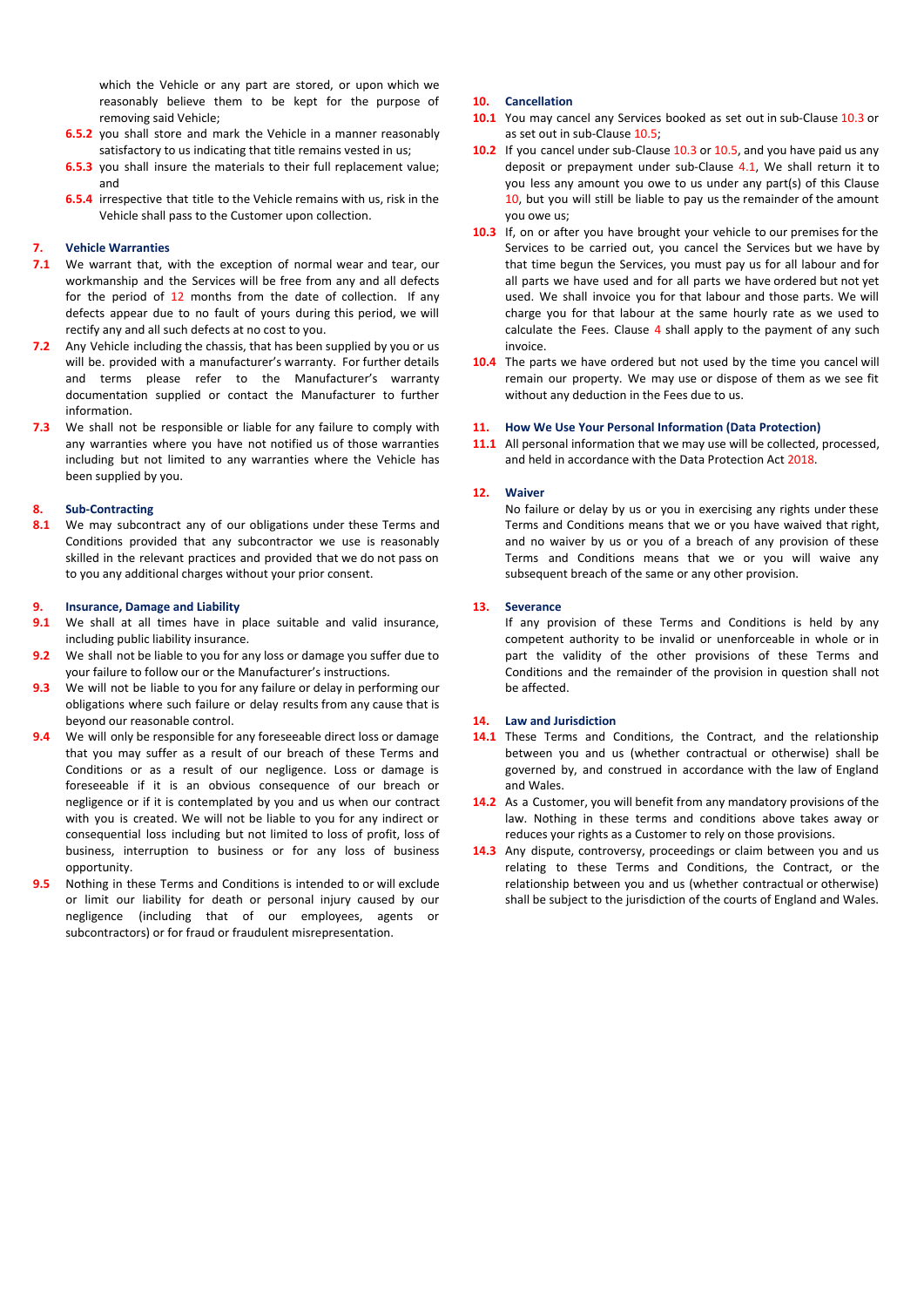which the Vehicle or any part are stored, or upon which we reasonably believe them to be kept for the purpose of removing said Vehicle;

**6.5.2** you shall store and mark the Vehicle in a manner reasonably satisfactory to us indicating that title remains vested in us;

**6.5.3** you shall insure the materials to their full replacement value; and

**6.5.4** irrespective that title to the Vehicle remains with us, risk in the Vehicle shall pass to the Customer upon collection.

## 7. Vehicle Warranties

**7.1** We warrant that, with the exception of normal wear and tear, our workmanship and the Services will be free from any and all defects for the period of 12 months from the date of collection. If any defects appear due to no fault of yours during this period, we will rectify any and all such defects at no cost to you.

**7.2** Any Vehicle including the chassis, that has been supplied by you or us will be. provided with a manufacturer's warranty. For further details and terms please refer to the Manufacturer's warranty documentation supplied or contact the Manufacturer to further information.

**7.3** We shall not be responsible or liable for any failure to comply with any warranties where you have not notified us of those warranties including but not limited to any warranties where the Vehicle has been supplied by you.

## 8. Sub-Contracting

**8.1** We may subcontract any of our obligations under these Terms and Conditions provided that any subcontractor we use is reasonably skilled in the relevant practices and provided that we do not pass on to you any additional charges without your prior consent.

## 9. Insurance, Damage and Liability

**9.1** We shall at all times have in place suitable and valid insurance, including public liability insurance.

**9.2** We shall not be liable to you for any loss or damage you suffer due to your failure to follow our or the Manufacturer's instructions.

**9.3** We will not be liable to you for any failure or delay in performing our obligations where such failure or delay results from any cause that is beyond our reasonable control.

**9.4** We will only be responsible for any foreseeable direct loss or damage that you may suffer as a result of our breach of these Terms and Conditions or as a result of our negligence. Loss or damage is foreseeable if it is an obvious consequence of our breach or negligence or if it is contemplated by you and us when our contract with you is created. We will not be liable to you for any indirect or consequential loss including but not limited to loss of profit, loss of business, interruption to business or for any loss of business opportunity.

**9.5** Nothing in these Terms and Conditions is intended to or will exclude or limit our liability for death or personal injury caused by our negligence (including that of our employees, agents or subcontractors) or for fraud or fraudulent misrepresentation.

## 10. Cancellation

**10.1** You may cancel any Services booked as set out in sub-Clause 10.3 or as set out in sub-Clause 10.5;

**10.2** If you cancel under sub-Clause 10.3 or 10.5, and you have paid us any deposit or prepayment under sub-Clause 4.1, We shall return it to you less any amount you owe to us under any part(s) of this Clause 10, but you will still be liable to pay us the remainder of the amount you owe us;

**10.3** If, on or after you have brought your vehicle to our premises for the Services to be carried out, you cancel the Services but we have by that time begun the Services, you must pay us for all labour and for all parts we have used and for all parts we have ordered but not yet used. We shall invoice you for that labour and those parts. We will charge you for that labour at the same hourly rate as we used to calculate the Fees. Clause 4 shall apply to the payment of any such invoice.

**10.4** The parts we have ordered but not used by the time you cancel will remain our property. We may use or dispose of them as we see fit without any deduction in the Fees due to us.

## 11. How We Use Your Personal Information (Data Protection)

**11.1** All personal information that we may use will be collected, processed, and held in accordance with the Data Protection Act 2018.

## 12. Waiver

No failure or delay by us or you in exercising any rights under these Terms and Conditions means that we or you have waived that right, and no waiver by us or you of a breach of any provision of these Terms and Conditions means that we or you will waive any subsequent breach of the same or any other provision.

## 13. Severance

If any provision of these Terms and Conditions is held by any competent authority to be invalid or unenforceable in whole or in part the validity of the other provisions of these Terms and Conditions and the remainder of the provision in question shall not be affected.

## 14. Law and Jurisdiction

**14.1** These Terms and Conditions, the Contract, and the relationship between you and us (whether contractual or otherwise) shall be governed by, and construed in accordance with the law of England and Wales.

**14.2** As a Customer, you will benefit from any mandatory provisions of the law. Nothing in these terms and conditions above takes away or reduces your rights as a Customer to rely on those provisions.

**14.3** Any dispute, controversy, proceedings or claim between you and us relating to these Terms and Conditions, the Contract, or the relationship between you and us (whether contractual or otherwise) shall be subject to the jurisdiction of the courts of England and Wales.